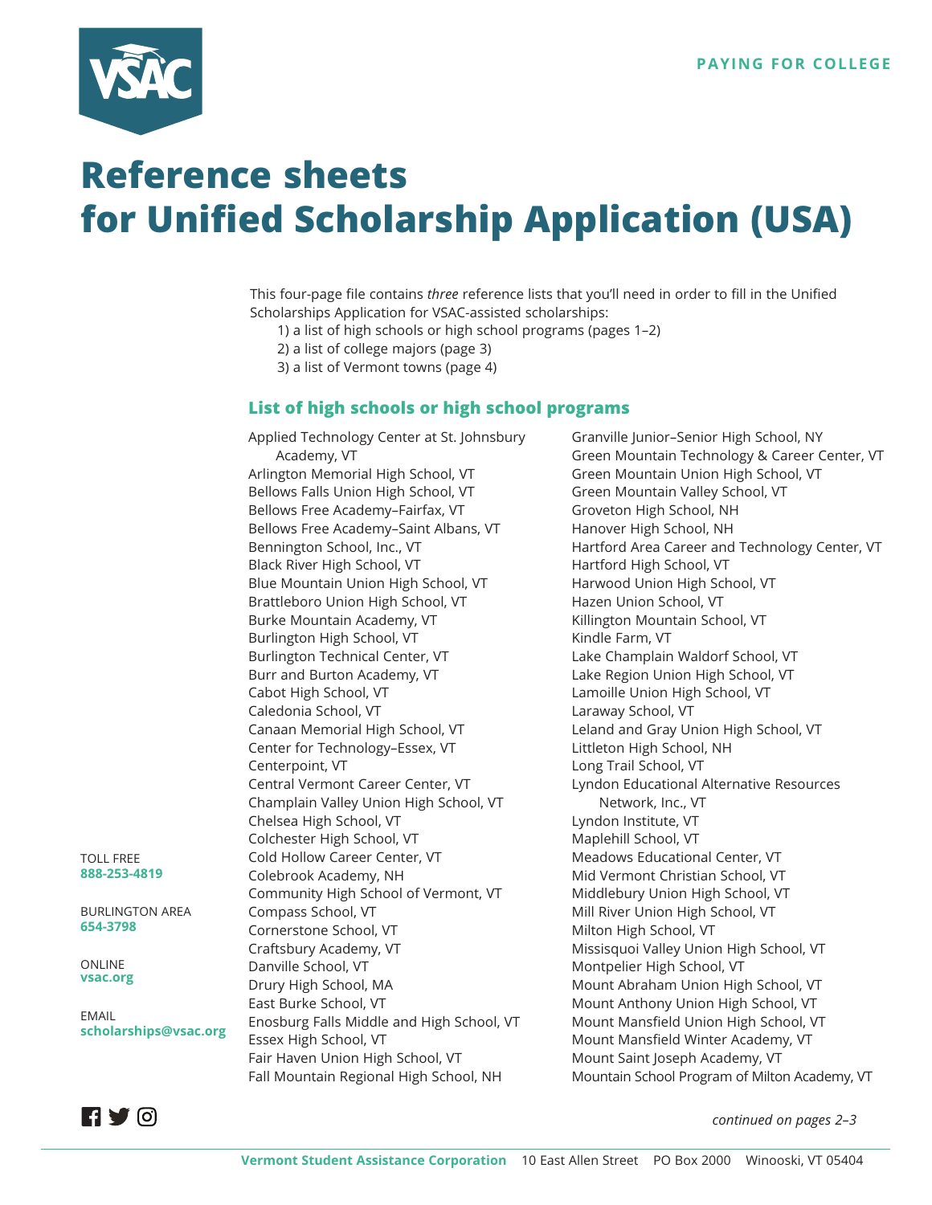PAYING FOR COLLEGE

# Reference sheets for Unified Scholarship Application (USA)

This four-page file contains *three* reference lists that you'll need in order to fill in the Unified Scholarships Application for VSAC-assisted scholarships:

1) a list of high schools or high school programs (pages 1–2)
2) a list of college majors (page 3)
3) a list of Vermont towns (page 4)

## List of high schools or high school programs

Applied Technology Center at St. Johnsbury Academy, VT
Arlington Memorial High School, VT
Bellows Falls Union High School, VT
Bellows Free Academy–Fairfax, VT
Bellows Free Academy–Saint Albans, VT
Bennington School, Inc., VT
Black River High School, VT
Blue Mountain Union High School, VT
Brattleboro Union High School, VT
Burke Mountain Academy, VT
Burlington High School, VT
Burlington Technical Center, VT
Burr and Burton Academy, VT
Cabot High School, VT
Caledonia School, VT
Canaan Memorial High School, VT
Center for Technology–Essex, VT
Centerpoint, VT
Central Vermont Career Center, VT
Champlain Valley Union High School, VT
Chelsea High School, VT
Colchester High School, VT
Cold Hollow Career Center, VT
Colebrook Academy, NH
Community High School of Vermont, VT
Compass School, VT
Cornerstone School, VT
Craftsbury Academy, VT
Danville School, VT
Drury High School, MA
East Burke School, VT
Enosburg Falls Middle and High School, VT
Essex High School, VT
Fair Haven Union High School, VT
Fall Mountain Regional High School, NH
Granville Junior–Senior High School, NY
Green Mountain Technology & Career Center, VT
Green Mountain Union High School, VT
Green Mountain Valley School, VT
Groveton High School, NH
Hanover High School, NH
Hartford Area Career and Technology Center, VT
Hartford High School, VT
Harwood Union High School, VT
Hazen Union School, VT
Killington Mountain School, VT
Kindle Farm, VT
Lake Champlain Waldorf School, VT
Lake Region Union High School, VT
Lamoille Union High School, VT
Laraway School, VT
Leland and Gray Union High School, VT
Littleton High School, NH
Long Trail School, VT
Lyndon Educational Alternative Resources Network, Inc., VT
Lyndon Institute, VT
Maplehill School, VT
Meadows Educational Center, VT
Mid Vermont Christian School, VT
Middlebury Union High School, VT
Mill River Union High School, VT
Milton High School, VT
Missisquoi Valley Union High School, VT
Montpelier High School, VT
Mount Abraham Union High School, VT
Mount Anthony Union High School, VT
Mount Mansfield Union High School, VT
Mount Mansfield Winter Academy, VT
Mount Saint Joseph Academy, VT
Mountain School Program of Milton Academy, VT

*continued on pages 2–3*

TOLL FREE
**888-253-4819**

BURLINGTON AREA
**654-3798**

ONLINE
**vsac.org**

EMAIL
**scholarships@vsac.org**

**Vermont Student Assistance Corporation** 10 East Allen Street PO Box 2000 Winooski, VT 05404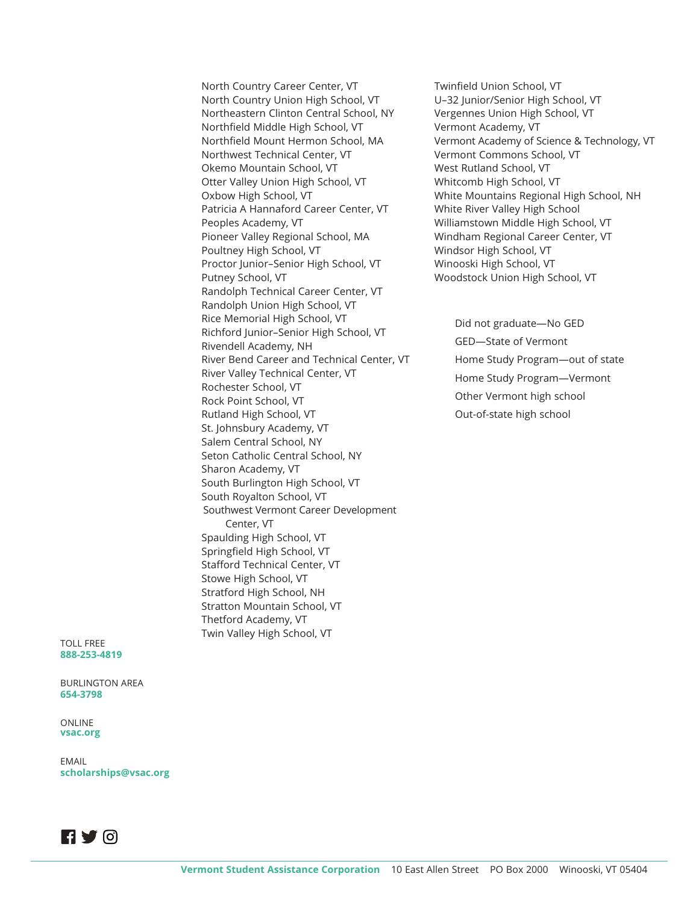North Country Career Center, VT
North Country Union High School, VT
Northeastern Clinton Central School, NY
Northfield Middle High School, VT
Northfield Mount Hermon School, MA
Northwest Technical Center, VT
Okemo Mountain School, VT
Otter Valley Union High School, VT
Oxbow High School, VT
Patricia A Hannaford Career Center, VT
Peoples Academy, VT
Pioneer Valley Regional School, MA
Poultney High School, VT
Proctor Junior–Senior High School, VT
Putney School, VT
Randolph Technical Career Center, VT
Randolph Union High School, VT
Rice Memorial High School, VT
Richford Junior–Senior High School, VT
Rivendell Academy, NH
River Bend Career and Technical Center, VT
River Valley Technical Center, VT
Rochester School, VT
Rock Point School, VT
Rutland High School, VT
St. Johnsbury Academy, VT
Salem Central School, NY
Seton Catholic Central School, NY
Sharon Academy, VT
South Burlington High School, VT
South Royalton School, VT
Southwest Vermont Career Development Center, VT
Spaulding High School, VT
Springfield High School, VT
Stafford Technical Center, VT
Stowe High School, VT
Stratford High School, NH
Stratton Mountain School, VT
Thetford Academy, VT
Twin Valley High School, VT
Twinfield Union School, VT
U–32 Junior/Senior High School, VT
Vergennes Union High School, VT
Vermont Academy, VT
Vermont Academy of Science & Technology, VT
Vermont Commons School, VT
West Rutland School, VT
Whitcomb High School, VT
White Mountains Regional High School, NH
White River Valley High School
Williamstown Middle High School, VT
Windham Regional Career Center, VT
Windsor High School, VT
Winooski High School, VT
Woodstock Union High School, VT

Did not graduate—No GED
GED—State of Vermont
Home Study Program—out of state
Home Study Program—Vermont
Other Vermont high school
Out-of-state high school

TOLL FREE
**888-253-4819**

BURLINGTON AREA
**654-3798**

ONLINE
**vsac.org**

EMAIL
**scholarships@vsac.org**

**Vermont Student Assistance Corporation** 10 East Allen Street PO Box 2000 Winooski, VT 05404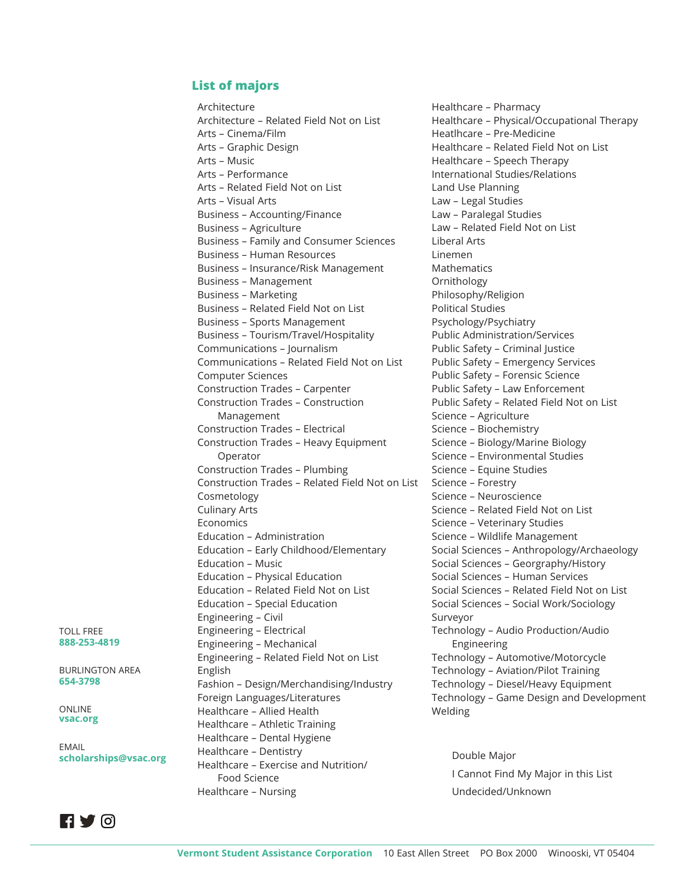## List of majors

- Architecture
- Architecture – Related Field Not on List
- Arts – Cinema/Film
- Arts – Graphic Design
- Arts – Music
- Arts – Performance
- Arts – Related Field Not on List
- Arts – Visual Arts
- Business – Accounting/Finance
- Business – Agriculture
- Business – Family and Consumer Sciences
- Business – Human Resources
- Business – Insurance/Risk Management
- Business – Management
- Business – Marketing
- Business – Related Field Not on List
- Business – Sports Management
- Business – Tourism/Travel/Hospitality
- Communications – Journalism
- Communications – Related Field Not on List
- Computer Sciences
- Construction Trades – Carpenter
- Construction Trades – Construction Management
- Construction Trades – Electrical
- Construction Trades – Heavy Equipment Operator
- Construction Trades – Plumbing
- Construction Trades – Related Field Not on List
- Cosmetology
- Culinary Arts
- Economics
- Education – Administration
- Education – Early Childhood/Elementary
- Education – Music
- Education – Physical Education
- Education – Related Field Not on List
- Education – Special Education
- Engineering – Civil
- Engineering – Electrical
- Engineering – Mechanical
- Engineering – Related Field Not on List
- English
- Fashion – Design/Merchandising/Industry
- Foreign Languages/Literatures
- Healthcare – Allied Health
- Healthcare – Athletic Training
- Healthcare – Dental Hygiene
- Healthcare – Dentistry
- Healthcare – Exercise and Nutrition/Food Science
- Healthcare – Nursing
- Healthcare – Pharmacy
- Healthcare – Physical/Occupational Therapy
- Heatlhcare – Pre-Medicine
- Healthcare – Related Field Not on List
- Healthcare – Speech Therapy
- International Studies/Relations
- Land Use Planning
- Law – Legal Studies
- Law – Paralegal Studies
- Law – Related Field Not on List
- Liberal Arts
- Linemen
- Mathematics
- Ornithology
- Philosophy/Religion
- Political Studies
- Psychology/Psychiatry
- Public Administration/Services
- Public Safety – Criminal Justice
- Public Safety – Emergency Services
- Public Safety – Forensic Science
- Public Safety – Law Enforcement
- Public Safety – Related Field Not on List
- Science – Agriculture
- Science – Biochemistry
- Science – Biology/Marine Biology
- Science – Environmental Studies
- Science – Equine Studies
- Science – Forestry
- Science – Neuroscience
- Science – Related Field Not on List
- Science – Veterinary Studies
- Science – Wildlife Management
- Social Sciences – Anthropology/Archaeology
- Social Sciences – Georgraphy/History
- Social Sciences – Human Services
- Social Sciences – Related Field Not on List
- Social Sciences – Social Work/Sociology
- Surveyor
- Technology – Audio Production/Audio Engineering
- Technology – Automotive/Motorcycle
- Technology – Aviation/Pilot Training
- Technology – Diesel/Heavy Equipment
- Technology – Game Design and Development
- Welding

- Double Major
- I Cannot Find My Major in this List
- Undecided/Unknown

TOLL FREE
**888-253-4819**

BURLINGTON AREA
**654-3798**

ONLINE
**vsac.org**

EMAIL
**scholarships@vsac.org**

**Vermont Student Assistance Corporation** 10 East Allen Street PO Box 2000 Winooski, VT 05404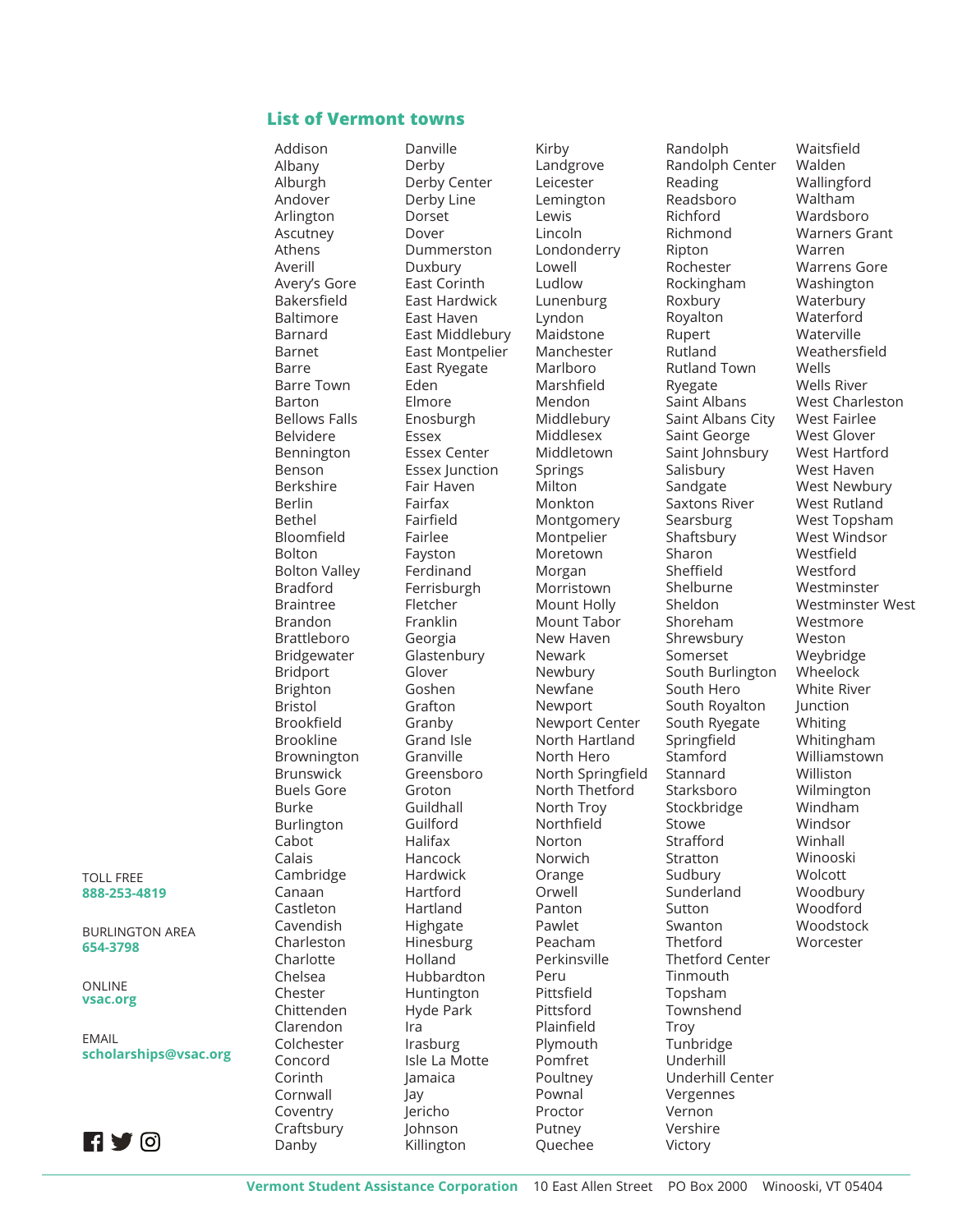## List of Vermont towns

Addison
Albany
Alburgh
Andover
Arlington
Ascutney
Athens
Averill
Avery's Gore
Bakersfield
Baltimore
Barnard
Barnet
Barre
Barre Town
Barton
Bellows Falls
Belvidere
Bennington
Benson
Berkshire
Berlin
Bethel
Bloomfield
Bolton
Bolton Valley
Bradford
Braintree
Brandon
Brattleboro
Bridgewater
Bridport
Brighton
Bristol
Brookfield
Brookline
Brownington
Brunswick
Buels Gore
Burke
Burlington
Cabot
Calais
Cambridge
Canaan
Castleton
Cavendish
Charleston
Charlotte
Chelsea
Chester
Chittenden
Clarendon
Colchester
Concord
Corinth
Cornwall
Coventry
Craftsbury
Danby
Danville
Derby
Derby Center
Derby Line
Dorset
Dover
Dummerston
Duxbury
East Corinth
East Hardwick
East Haven
East Middlebury
East Montpelier
East Ryegate
Eden
Elmore
Enosburgh
Essex
Essex Center
Essex Junction
Fair Haven
Fairfax
Fairfield
Fairlee
Fayston
Ferdinand
Ferrisburgh
Fletcher
Franklin
Georgia
Glastenbury
Glover
Goshen
Grafton
Granby
Grand Isle
Granville
Greensboro
Groton
Guildhall
Guilford
Halifax
Hancock
Hardwick
Hartford
Hartland
Highgate
Hinesburg
Holland
Hubbardton
Huntington
Hyde Park
Ira
Irasburg
Isle La Motte
Jamaica
Jay
Jericho
Johnson
Killington
Kirby
Landgrove
Leicester
Lemington
Lewis
Lincoln
Londonderry
Lowell
Ludlow
Lunenburg
Lyndon
Maidstone
Manchester
Marlboro
Marshfield
Mendon
Middlebury
Middlesex
Middletown Springs
Milton
Monkton
Montgomery
Montpelier
Moretown
Morgan
Morristown
Mount Holly
Mount Tabor
New Haven
Newark
Newbury
Newfane
Newport
Newport Center
North Hartland
North Hero
North Springfield
North Thetford
North Troy
Northfield
Norton
Norwich
Orange
Orwell
Panton
Pawlet
Peacham
Perkinsville
Peru
Pittsfield
Pittsford
Plainfield
Plymouth
Pomfret
Poultney
Pownal
Proctor
Putney
Quechee
Randolph
Randolph Center
Reading
Readsboro
Richford
Richmond
Ripton
Rochester
Rockingham
Roxbury
Royalton
Rupert
Rutland
Rutland Town
Ryegate
Saint Albans
Saint Albans City
Saint George
Saint Johnsbury
Salisbury
Sandgate
Saxtons River
Searsburg
Shaftsbury
Sharon
Sheffield
Shelburne
Sheldon
Shoreham
Shrewsbury
Somerset
South Burlington
South Hero
South Royalton
South Ryegate
Springfield
Stamford
Stannard
Starksboro
Stockbridge
Stowe
Strafford
Stratton
Sudbury
Sunderland
Sutton
Swanton
Thetford
Thetford Center
Tinmouth
Topsham
Townshend
Troy
Tunbridge
Underhill
Underhill Center
Vergennes
Vernon
Vershire
Victory
Waitsfield
Walden
Wallingford
Waltham
Wardsboro
Warners Grant
Warren
Warrens Gore
Washington
Waterbury
Waterford
Waterville
Weathersfield
Wells
Wells River
West Charleston
West Fairlee
West Glover
West Hartford
West Haven
West Newbury
West Rutland
West Topsham
West Windsor
Westfield
Westford
Westminster
Westminster West
Westmore
Weston
Weybridge
Wheelock
White River Junction
Whiting
Whitingham
Williamstown
Williston
Wilmington
Windham
Windsor
Winhall
Winooski
Wolcott
Woodbury
Woodford
Woodstock
Worcester

TOLL FREE
**888-253-4819**

BURLINGTON AREA
**654-3798**

ONLINE
**vsac.org**

EMAIL
**scholarships@vsac.org**

**Vermont Student Assistance Corporation** 10 East Allen Street PO Box 2000 Winooski, VT 05404